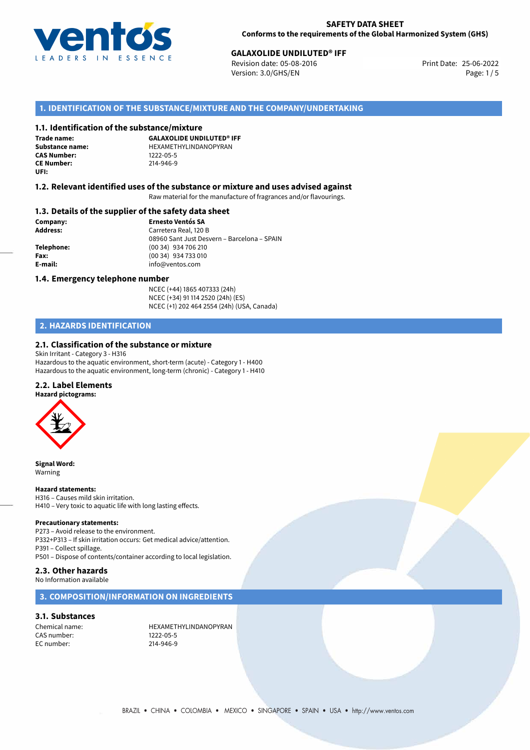# SAFETY DATA SHEET

**Conforms to the requirements of the Global Harmonized System (GHS)**

**GALAXOLIDE UNDILUTED® IFF**

Revision date: 05-08-2016
Version: 3.0/GHS/EN

Print Date: 25-06-2022

## 1. IDENTIFICATION OF THE SUBSTANCE/MIXTURE AND THE COMPANY/UNDERTAKING

### 1.1. Identification of the substance/mixture

**Trade name:** **GALAXOLIDE UNDILUTED® IFF**
**Substance name:** HEXAMETHYLINDANOPYRAN
**CAS Number:** 1222-05-5
**CE Number:** 214-946-9
**UFI:**

### 1.2. Relevant identified uses of the substance or mixture and uses advised against

Raw material for the manufacture of fragrances and/or flavourings.

### 1.3. Details of the supplier of the safety data sheet

**Company:** **Ernesto Ventós SA**
**Address:** Carretera Real, 120 B
08960 Sant Just Desvern – Barcelona – SPAIN
**Telephone:** (00 34) 934 706 210
**Fax:** (00 34) 934 733 010
**E-mail:** info@ventos.com

### 1.4. Emergency telephone number

NCEC (+44) 1865 407333 (24h)
NCEC (+34) 91 114 2520 (24h) (ES)
NCEC (+1) 202 464 2554 (24h) (USA, Canada)

## 2. HAZARDS IDENTIFICATION

### 2.1. Classification of the substance or mixture

Skin Irritant - Category 3 - H316
Hazardous to the aquatic environment, short-term (acute) - Category 1 - H400
Hazardous to the aquatic environment, long-term (chronic) - Category 1 - H410

### 2.2. Label Elements

**Hazard pictograms:**

**Signal Word:**
Warning

**Hazard statements:**
H316 – Causes mild skin irritation.
H410 – Very toxic to aquatic life with long lasting effects.

**Precautionary statements:**
P273 – Avoid release to the environment.
P332+P313 – If skin irritation occurs: Get medical advice/attention.
P391 – Collect spillage.
P501 – Dispose of contents/container according to local legislation.

### 2.3. Other hazards

No Information available

## 3. COMPOSITION/INFORMATION ON INGREDIENTS

### 3.1. Substances

Chemical name: HEXAMETHYLINDANOPYRAN
CAS number: 1222-05-5
EC number: 214-946-9

BRAZIL • CHINA • COLOMBIA • MEXICO • SINGAPORE • SPAIN • USA • http://www.ventos.com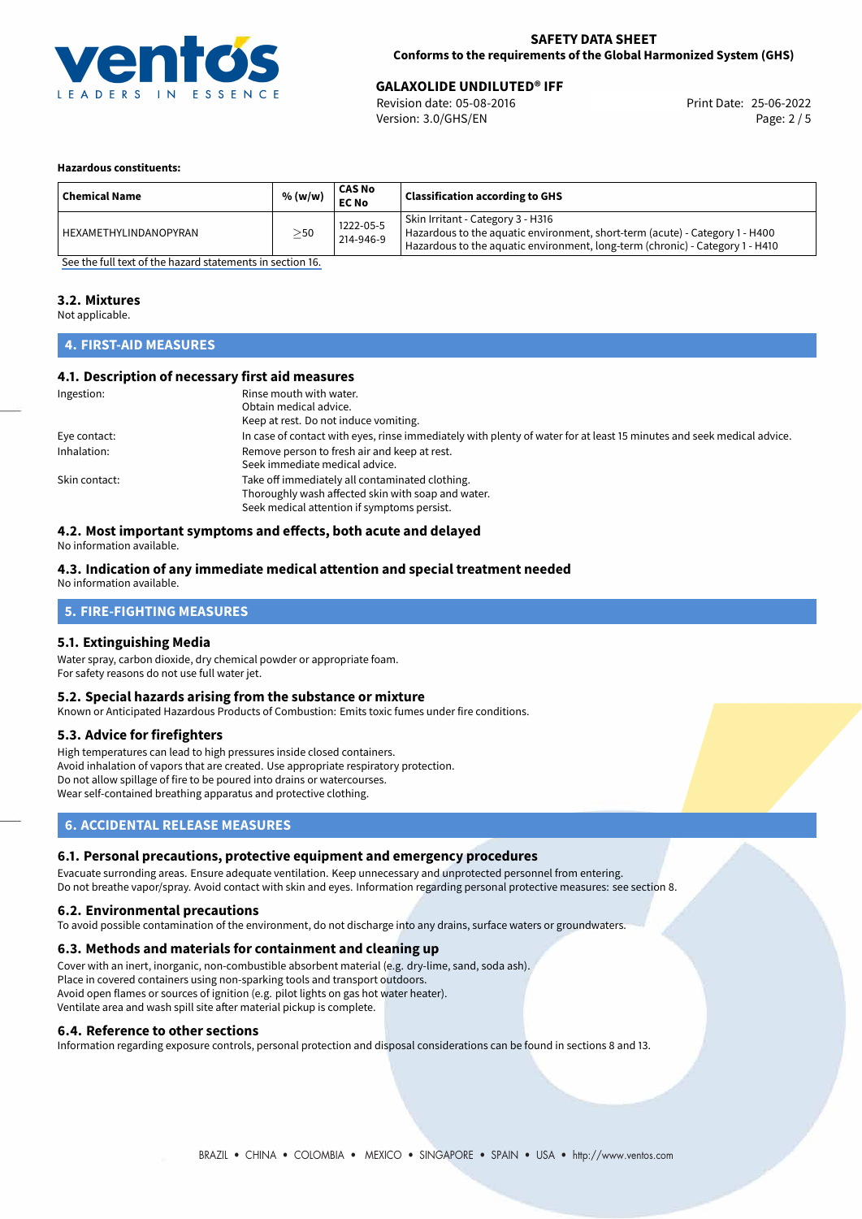#### Hazardous constituents:

| Chemical Name | % (w/w) | CAS No<br>EC No | Classification according to GHS |
|---|---|---|---|
| HEXAMETHYLINDANOPYRAN | ≥50 | 1222-05-5<br>214-946-9 | Skin Irritant - Category 3 - H316<br>Hazardous to the aquatic environment, short-term (acute) - Category 1 - H400<br>Hazardous to the aquatic environment, long-term (chronic) - Category 1 - H410 |

See the full text of the hazard statements in section 16.

### 3.2. Mixtures

Not applicable.

## 4. FIRST-AID MEASURES

### 4.1. Description of necessary first aid measures

| | |
|---|---|
| Ingestion: | Rinse mouth with water.<br>Obtain medical advice.<br>Keep at rest. Do not induce vomiting. |
| Eye contact: | In case of contact with eyes, rinse immediately with plenty of water for at least 15 minutes and seek medical advice. |
| Inhalation: | Remove person to fresh air and keep at rest.<br>Seek immediate medical advice. |
| Skin contact: | Take off immediately all contaminated clothing.<br>Thoroughly wash affected skin with soap and water.<br>Seek medical attention if symptoms persist. |

### 4.2. Most important symptoms and effects, both acute and delayed

No information available.

### 4.3. Indication of any immediate medical attention and special treatment needed

No information available.

## 5. FIRE-FIGHTING MEASURES

### 5.1. Extinguishing Media

Water spray, carbon dioxide, dry chemical powder or appropriate foam.
For safety reasons do not use full water jet.

### 5.2. Special hazards arising from the substance or mixture

Known or Anticipated Hazardous Products of Combustion: Emits toxic fumes under fire conditions.

### 5.3. Advice for firefighters

High temperatures can lead to high pressures inside closed containers.
Avoid inhalation of vapors that are created. Use appropriate respiratory protection.
Do not allow spillage of fire to be poured into drains or watercourses.
Wear self-contained breathing apparatus and protective clothing.

## 6. ACCIDENTAL RELEASE MEASURES

### 6.1. Personal precautions, protective equipment and emergency procedures

Evacuate surronding areas. Ensure adequate ventilation. Keep unnecessary and unprotected personnel from entering.
Do not breathe vapor/spray. Avoid contact with skin and eyes. Information regarding personal protective measures: see section 8.

### 6.2. Environmental precautions

To avoid possible contamination of the environment, do not discharge into any drains, surface waters or groundwaters.

### 6.3. Methods and materials for containment and cleaning up

Cover with an inert, inorganic, non-combustible absorbent material (e.g. dry-lime, sand, soda ash).
Place in covered containers using non-sparking tools and transport outdoors.
Avoid open flames or sources of ignition (e.g. pilot lights on gas hot water heater).
Ventilate area and wash spill site after material pickup is complete.

### 6.4. Reference to other sections

Information regarding exposure controls, personal protection and disposal considerations can be found in sections 8 and 13.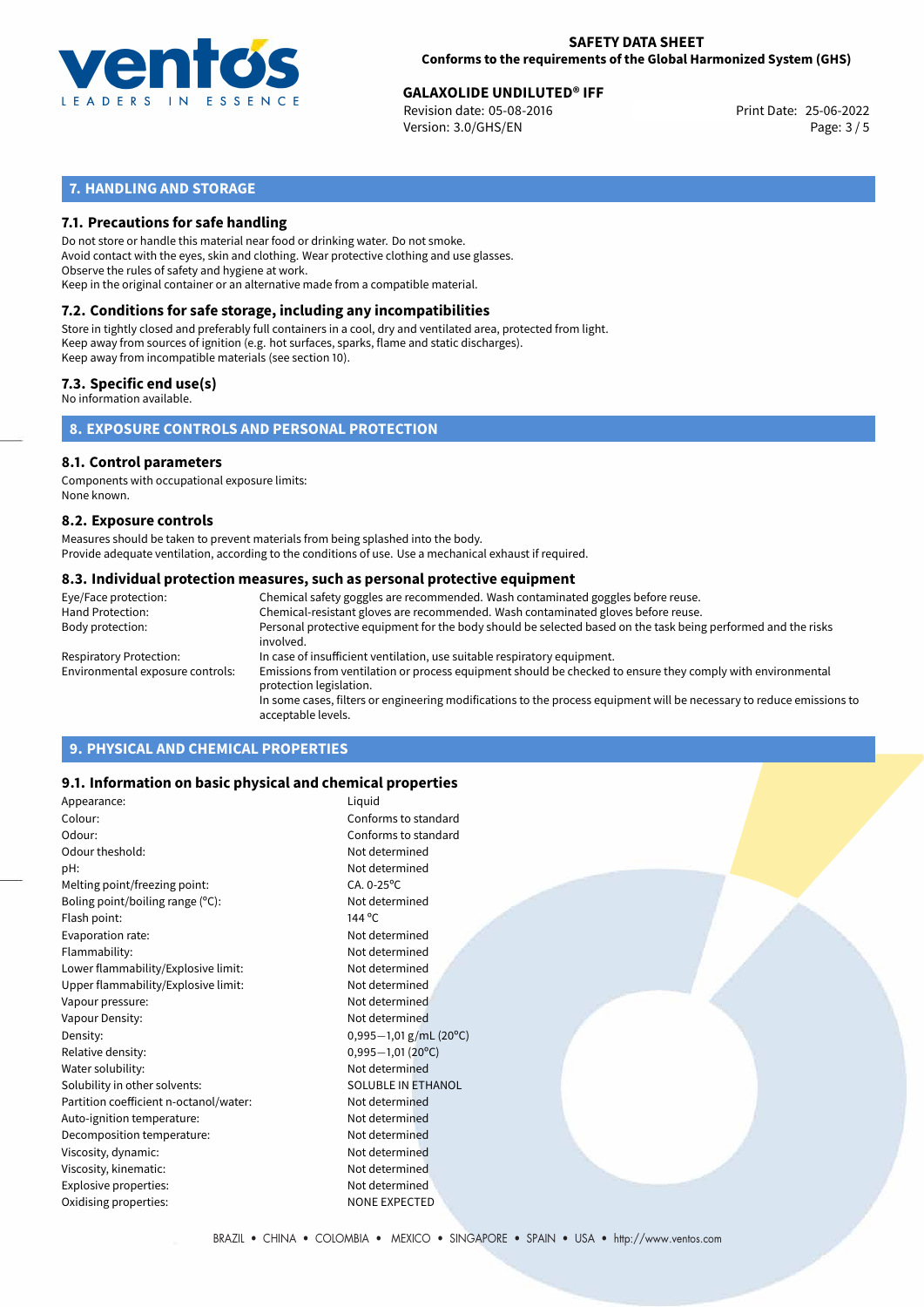## 7. HANDLING AND STORAGE

### 7.1. Precautions for safe handling

Do not store or handle this material near food or drinking water. Do not smoke.
Avoid contact with the eyes, skin and clothing. Wear protective clothing and use glasses.
Observe the rules of safety and hygiene at work.
Keep in the original container or an alternative made from a compatible material.

### 7.2. Conditions for safe storage, including any incompatibilities

Store in tightly closed and preferably full containers in a cool, dry and ventilated area, protected from light.
Keep away from sources of ignition (e.g. hot surfaces, sparks, flame and static discharges).
Keep away from incompatible materials (see section 10).

### 7.3. Specific end use(s)

No information available.

## 8. EXPOSURE CONTROLS AND PERSONAL PROTECTION

### 8.1. Control parameters

Components with occupational exposure limits:
None known.

### 8.2. Exposure controls

Measures should be taken to prevent materials from being splashed into the body.
Provide adequate ventilation, according to the conditions of use. Use a mechanical exhaust if required.

### 8.3. Individual protection measures, such as personal protective equipment

| | |
|---|---|
| Eye/Face protection: | Chemical safety goggles are recommended. Wash contaminated goggles before reuse. |
| Hand Protection: | Chemical-resistant gloves are recommended. Wash contaminated gloves before reuse. |
| Body protection: | Personal protective equipment for the body should be selected based on the task being performed and the risks involved. |
| Respiratory Protection: | In case of insufficient ventilation, use suitable respiratory equipment. |
| Environmental exposure controls: | Emissions from ventilation or process equipment should be checked to ensure they comply with environmental protection legislation. In some cases, filters or engineering modifications to the process equipment will be necessary to reduce emissions to acceptable levels. |

## 9. PHYSICAL AND CHEMICAL PROPERTIES

### 9.1. Information on basic physical and chemical properties

| | |
|---|---|
| Appearance: | Liquid |
| Colour: | Conforms to standard |
| Odour: | Conforms to standard |
| Odour theshold: | Not determined |
| pH: | Not determined |
| Melting point/freezing point: | CA. 0-25°C |
| Boling point/boiling range (°C): | Not determined |
| Flash point: | 144 °C |
| Evaporation rate: | Not determined |
| Flammability: | Not determined |
| Lower flammability/Explosive limit: | Not determined |
| Upper flammability/Explosive limit: | Not determined |
| Vapour pressure: | Not determined |
| Vapour Density: | Not determined |
| Density: | 0,995—1,01 g/mL (20°C) |
| Relative density: | 0,995—1,01 (20°C) |
| Water solubility: | Not determined |
| Solubility in other solvents: | SOLUBLE IN ETHANOL |
| Partition coefficient n-octanol/water: | Not determined |
| Auto-ignition temperature: | Not determined |
| Decomposition temperature: | Not determined |
| Viscosity, dynamic: | Not determined |
| Viscosity, kinematic: | Not determined |
| Explosive properties: | Not determined |
| Oxidising properties: | NONE EXPECTED |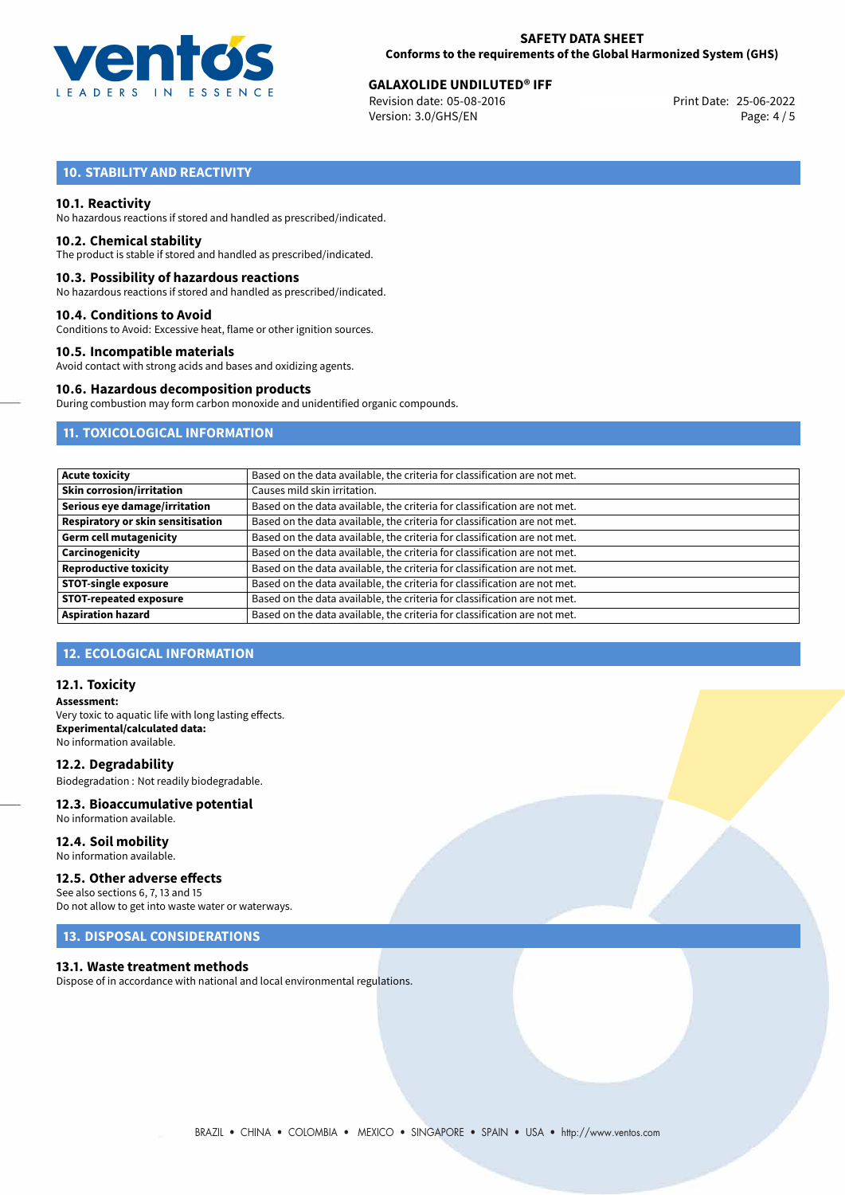## 10. STABILITY AND REACTIVITY

### 10.1. Reactivity

No hazardous reactions if stored and handled as prescribed/indicated.

### 10.2. Chemical stability

The product is stable if stored and handled as prescribed/indicated.

### 10.3. Possibility of hazardous reactions

No hazardous reactions if stored and handled as prescribed/indicated.

### 10.4. Conditions to Avoid

Conditions to Avoid: Excessive heat, flame or other ignition sources.

### 10.5. Incompatible materials

Avoid contact with strong acids and bases and oxidizing agents.

### 10.6. Hazardous decomposition products

During combustion may form carbon monoxide and unidentified organic compounds.

## 11. TOXICOLOGICAL INFORMATION

| | |
|---|---|
| **Acute toxicity** | Based on the data available, the criteria for classification are not met. |
| **Skin corrosion/irritation** | Causes mild skin irritation. |
| **Serious eye damage/irritation** | Based on the data available, the criteria for classification are not met. |
| **Respiratory or skin sensitisation** | Based on the data available, the criteria for classification are not met. |
| **Germ cell mutagenicity** | Based on the data available, the criteria for classification are not met. |
| **Carcinogenicity** | Based on the data available, the criteria for classification are not met. |
| **Reproductive toxicity** | Based on the data available, the criteria for classification are not met. |
| **STOT-single exposure** | Based on the data available, the criteria for classification are not met. |
| **STOT-repeated exposure** | Based on the data available, the criteria for classification are not met. |
| **Aspiration hazard** | Based on the data available, the criteria for classification are not met. |

## 12. ECOLOGICAL INFORMATION

### 12.1. Toxicity

**Assessment:**
Very toxic to aquatic life with long lasting effects.
**Experimental/calculated data:**
No information available.

### 12.2. Degradability

Biodegradation : Not readily biodegradable.

### 12.3. Bioaccumulative potential

No information available.

### 12.4. Soil mobility

No information available.

### 12.5. Other adverse effects

See also sections 6, 7, 13 and 15
Do not allow to get into waste water or waterways.

## 13. DISPOSAL CONSIDERATIONS

### 13.1. Waste treatment methods

Dispose of in accordance with national and local environmental regulations.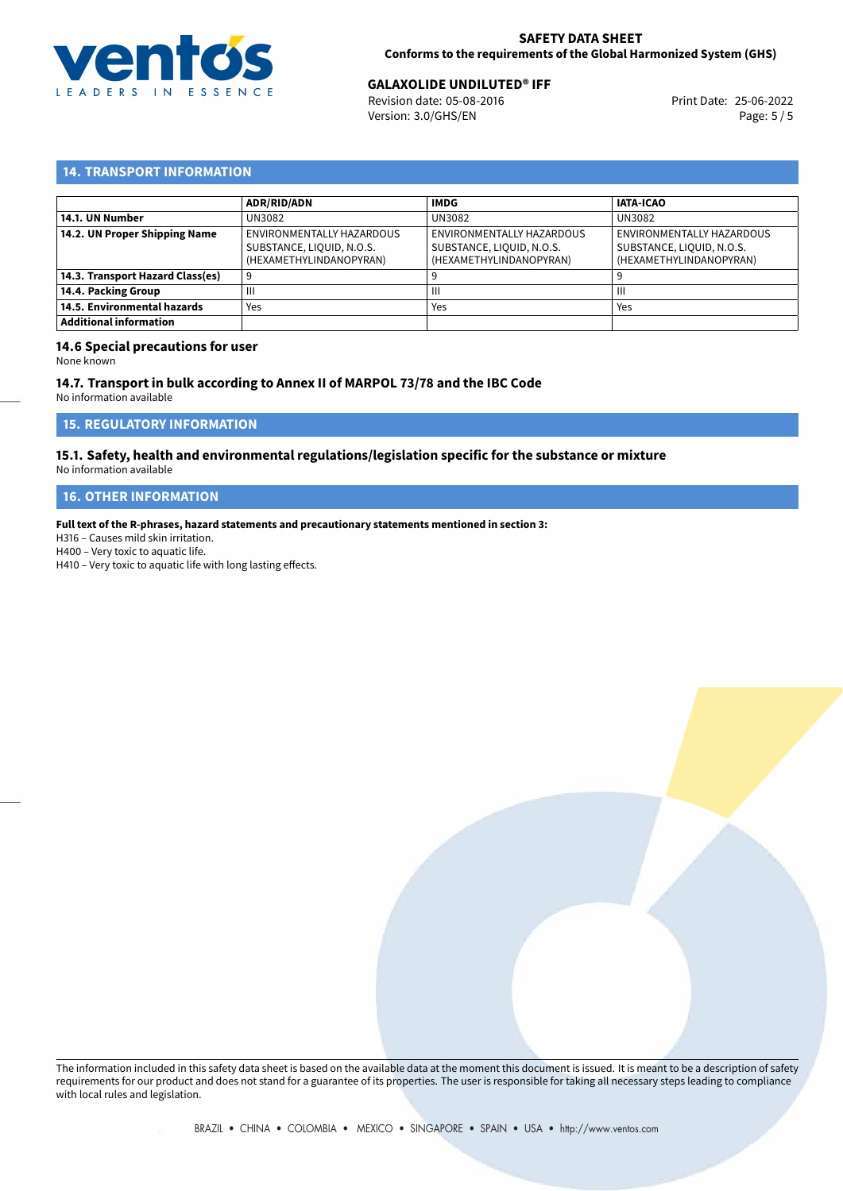## 14. TRANSPORT INFORMATION

| | ADR/RID/ADN | IMDG | IATA-ICAO |
|---|---|---|---|
| **14.1. UN Number** | UN3082 | UN3082 | UN3082 |
| **14.2. UN Proper Shipping Name** | ENVIRONMENTALLY HAZARDOUS SUBSTANCE, LIQUID, N.O.S. (HEXAMETHYLINDANOPYRAN) | ENVIRONMENTALLY HAZARDOUS SUBSTANCE, LIQUID, N.O.S. (HEXAMETHYLINDANOPYRAN) | ENVIRONMENTALLY HAZARDOUS SUBSTANCE, LIQUID, N.O.S. (HEXAMETHYLINDANOPYRAN) |
| **14.3. Transport Hazard Class(es)** | 9 | 9 | 9 |
| **14.4. Packing Group** | III | III | III |
| **14.5. Environmental hazards** | Yes | Yes | Yes |
| **Additional information** | | | |

### 14.6 Special precautions for user

None known

### 14.7. Transport in bulk according to Annex II of MARPOL 73/78 and the IBC Code

No information available

## 15. REGULATORY INFORMATION

### 15.1. Safety, health and environmental regulations/legislation specific for the substance or mixture

No information available

## 16. OTHER INFORMATION

**Full text of the R-phrases, hazard statements and precautionary statements mentioned in section 3:**

H316 – Causes mild skin irritation.
H400 – Very toxic to aquatic life.
H410 – Very toxic to aquatic life with long lasting effects.

The information included in this safety data sheet is based on the available data at the moment this document is issued. It is meant to be a description of safety requirements for our product and does not stand for a guarantee of its properties. The user is responsible for taking all necessary steps leading to compliance with local rules and legislation.